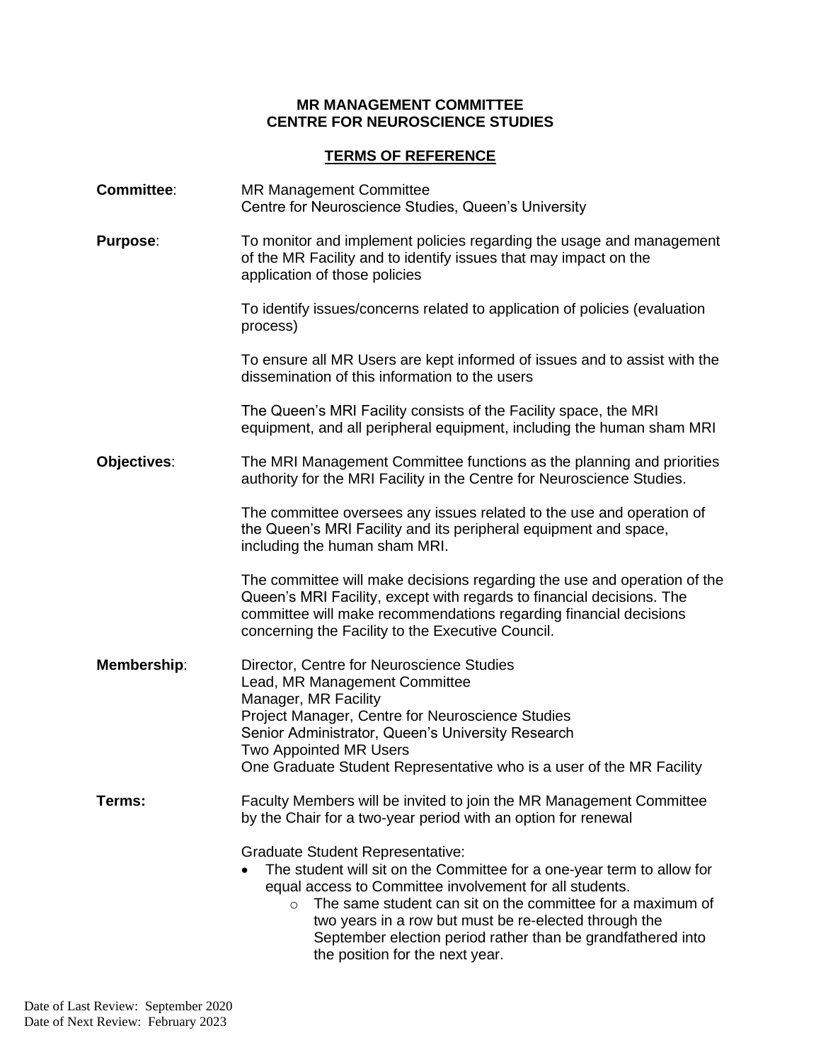**MR MANAGEMENT COMMITTEE**
**CENTRE FOR NEUROSCIENCE STUDIES**

**TERMS OF REFERENCE**

**Committee**: MR Management Committee
Centre for Neuroscience Studies, Queen's University

**Purpose**: To monitor and implement policies regarding the usage and management of the MR Facility and to identify issues that may impact on the application of those policies

To identify issues/concerns related to application of policies (evaluation process)

To ensure all MR Users are kept informed of issues and to assist with the dissemination of this information to the users

The Queen's MRI Facility consists of the Facility space, the MRI equipment, and all peripheral equipment, including the human sham MRI

**Objectives**: The MRI Management Committee functions as the planning and priorities authority for the MRI Facility in the Centre for Neuroscience Studies.

The committee oversees any issues related to the use and operation of the Queen's MRI Facility and its peripheral equipment and space, including the human sham MRI.

The committee will make decisions regarding the use and operation of the Queen's MRI Facility, except with regards to financial decisions. The committee will make recommendations regarding financial decisions concerning the Facility to the Executive Council.

**Membership**: Director, Centre for Neuroscience Studies
Lead, MR Management Committee
Manager, MR Facility
Project Manager, Centre for Neuroscience Studies
Senior Administrator, Queen's University Research
Two Appointed MR Users
One Graduate Student Representative who is a user of the MR Facility

**Terms:** Faculty Members will be invited to join the MR Management Committee by the Chair for a two-year period with an option for renewal

Graduate Student Representative:

- The student will sit on the Committee for a one-year term to allow for equal access to Committee involvement for all students.
    - The same student can sit on the committee for a maximum of two years in a row but must be re-elected through the September election period rather than be grandfathered into the position for the next year.

Date of Last Review: September 2020
Date of Next Review: February 2023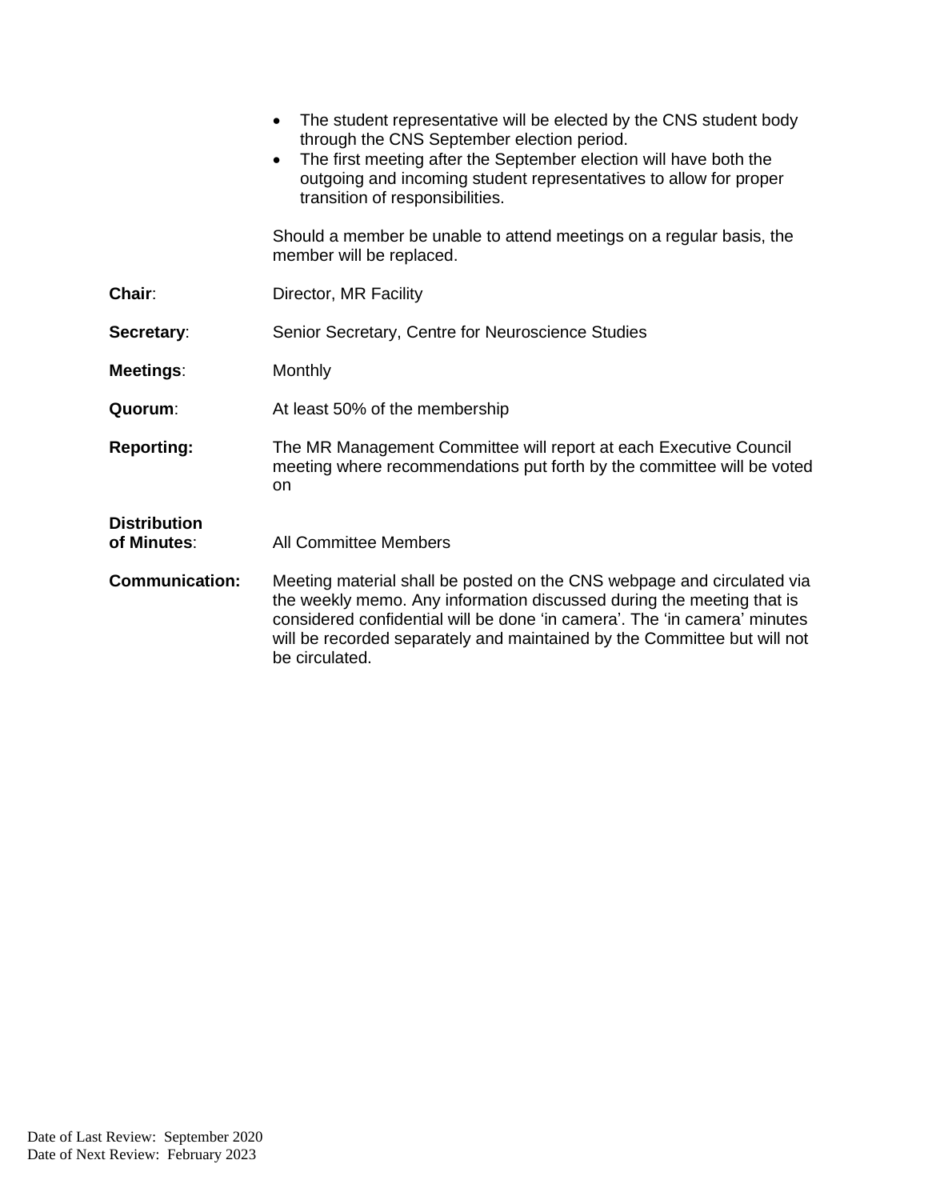- The student representative will be elected by the CNS student body through the CNS September election period.
- The first meeting after the September election will have both the outgoing and incoming student representatives to allow for proper transition of responsibilities.

Should a member be unable to attend meetings on a regular basis, the member will be replaced.

**Chair**: Director, MR Facility

**Secretary**: Senior Secretary, Centre for Neuroscience Studies

**Meetings**: Monthly

**Quorum**: At least 50% of the membership

**Reporting:** The MR Management Committee will report at each Executive Council meeting where recommendations put forth by the committee will be voted on

**Distribution of Minutes**: All Committee Members

**Communication:** Meeting material shall be posted on the CNS webpage and circulated via the weekly memo. Any information discussed during the meeting that is considered confidential will be done 'in camera'. The 'in camera' minutes will be recorded separately and maintained by the Committee but will not be circulated.

Date of Last Review: September 2020
Date of Next Review: February 2023